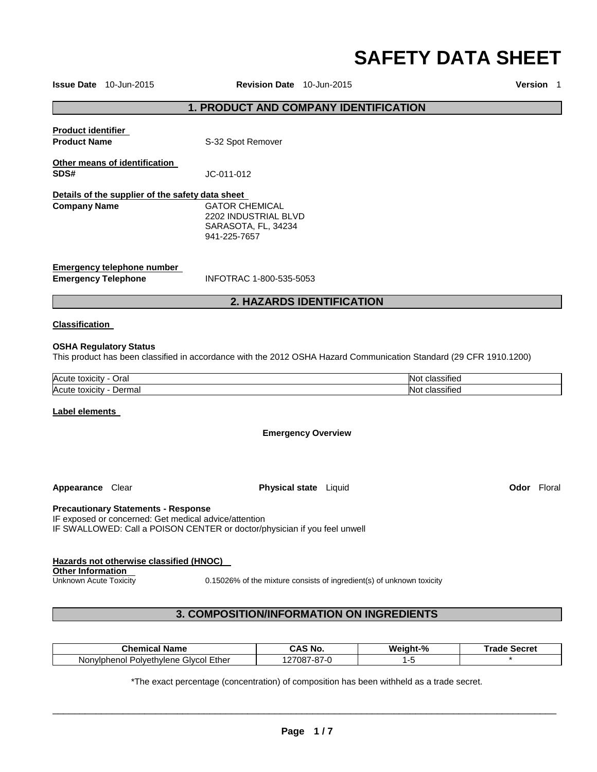# SAFETY DATA SHEET

**Issue Date** 10-Jun-2015 **Revision Date** 10-Jun-2015 **Version** 1

## 1. PRODUCT AND COMPANY IDENTIFICATION

**Product identifier**

**Product Name** S-32 Spot Remover

**Other means of identification**

**SDS#** JC-011-012

**Details of the supplier of the safety data sheet**

**Company Name** GATOR CHEMICAL
2202 INDUSTRIAL BLVD
SARASOTA, FL, 34234
941-225-7657

**Emergency telephone number**

**Emergency Telephone** INFOTRAC 1-800-535-5053

## 2. HAZARDS IDENTIFICATION

**Classification**

**OSHA Regulatory Status**

This product has been classified in accordance with the 2012 OSHA Hazard Communication Standard (29 CFR 1910.1200)

| | |
|---|---|
| Acute toxicity - Oral | Not classified |
| Acute toxicity - Dermal | Not classified |

**Label elements**

**Emergency Overview**

**Appearance** Clear **Physical state** Liquid **Odor** Floral

**Precautionary Statements - Response**

IF exposed or concerned: Get medical advice/attention
IF SWALLOWED: Call a POISON CENTER or doctor/physician if you feel unwell

**Hazards not otherwise classified (HNOC)**

**Other Information**

Unknown Acute Toxicity 0.15026% of the mixture consists of ingredient(s) of unknown toxicity

## 3. COMPOSITION/INFORMATION ON INGREDIENTS

| Chemical Name | CAS No. | Weight-% | Trade Secret |
|---|---|---|---|
| Nonylphenol Polyethylene Glycol Ether | 127087-87-0 | 1-5 | * |

*The exact percentage (concentration) of composition has been withheld as a trade secret.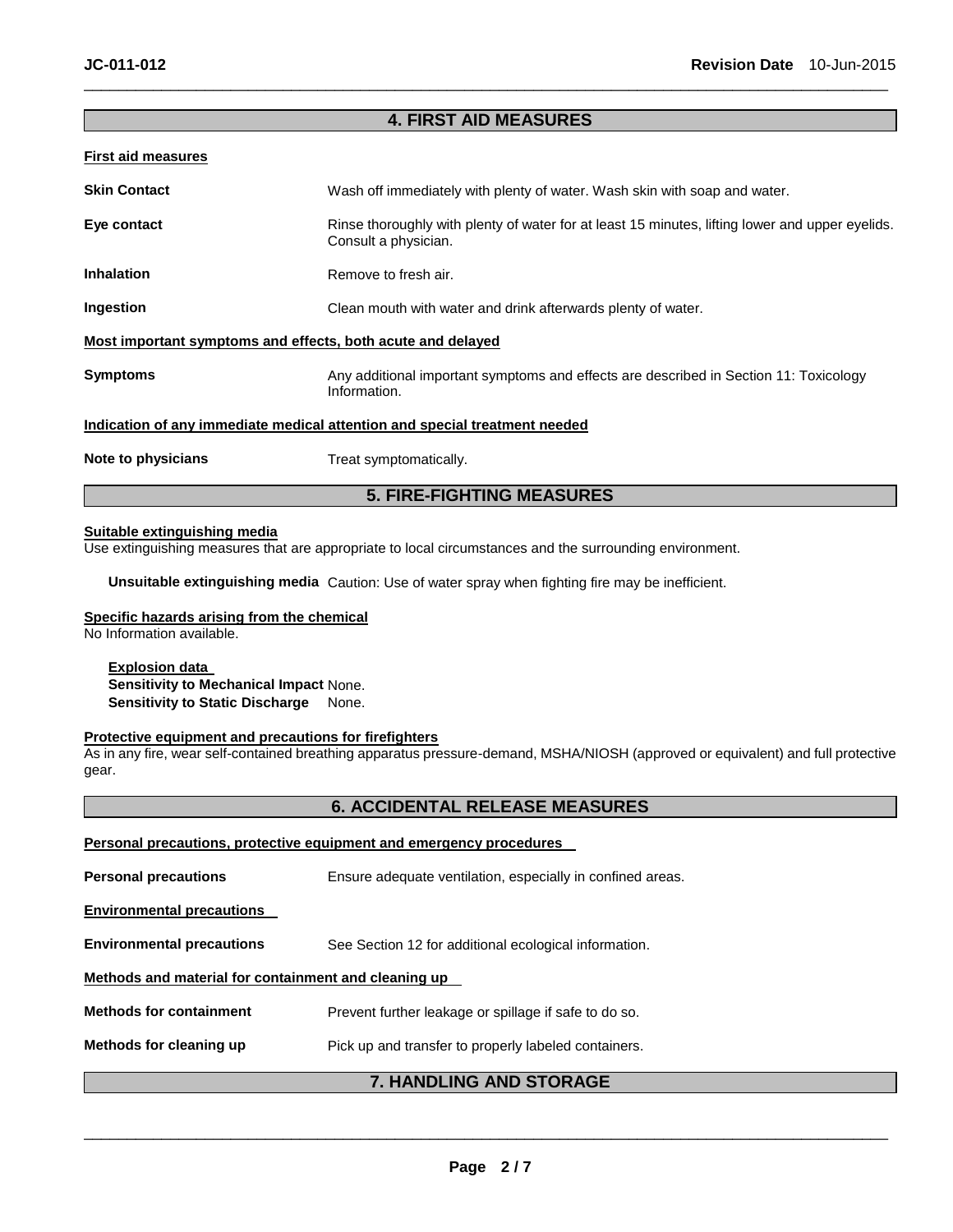## 4. FIRST AID MEASURES

### First aid measures

**Skin Contact** Wash off immediately with plenty of water. Wash skin with soap and water.

**Eye contact** Rinse thoroughly with plenty of water for at least 15 minutes, lifting lower and upper eyelids. Consult a physician.

**Inhalation** Remove to fresh air.

**Ingestion** Clean mouth with water and drink afterwards plenty of water.

### Most important symptoms and effects, both acute and delayed

**Symptoms** Any additional important symptoms and effects are described in Section 11: Toxicology Information.

### Indication of any immediate medical attention and special treatment needed

**Note to physicians** Treat symptomatically.

## 5. FIRE-FIGHTING MEASURES

### Suitable extinguishing media

Use extinguishing measures that are appropriate to local circumstances and the surrounding environment.

**Unsuitable extinguishing media** Caution: Use of water spray when fighting fire may be inefficient.

### Specific hazards arising from the chemical

No Information available.

**Explosion data**
**Sensitivity to Mechanical Impact** None.
**Sensitivity to Static Discharge** None.

### Protective equipment and precautions for firefighters

As in any fire, wear self-contained breathing apparatus pressure-demand, MSHA/NIOSH (approved or equivalent) and full protective gear.

## 6. ACCIDENTAL RELEASE MEASURES

### Personal precautions, protective equipment and emergency procedures

**Personal precautions** Ensure adequate ventilation, especially in confined areas.

### Environmental precautions

**Environmental precautions** See Section 12 for additional ecological information.

### Methods and material for containment and cleaning up

**Methods for containment** Prevent further leakage or spillage if safe to do so.

**Methods for cleaning up** Pick up and transfer to properly labeled containers.

## 7. HANDLING AND STORAGE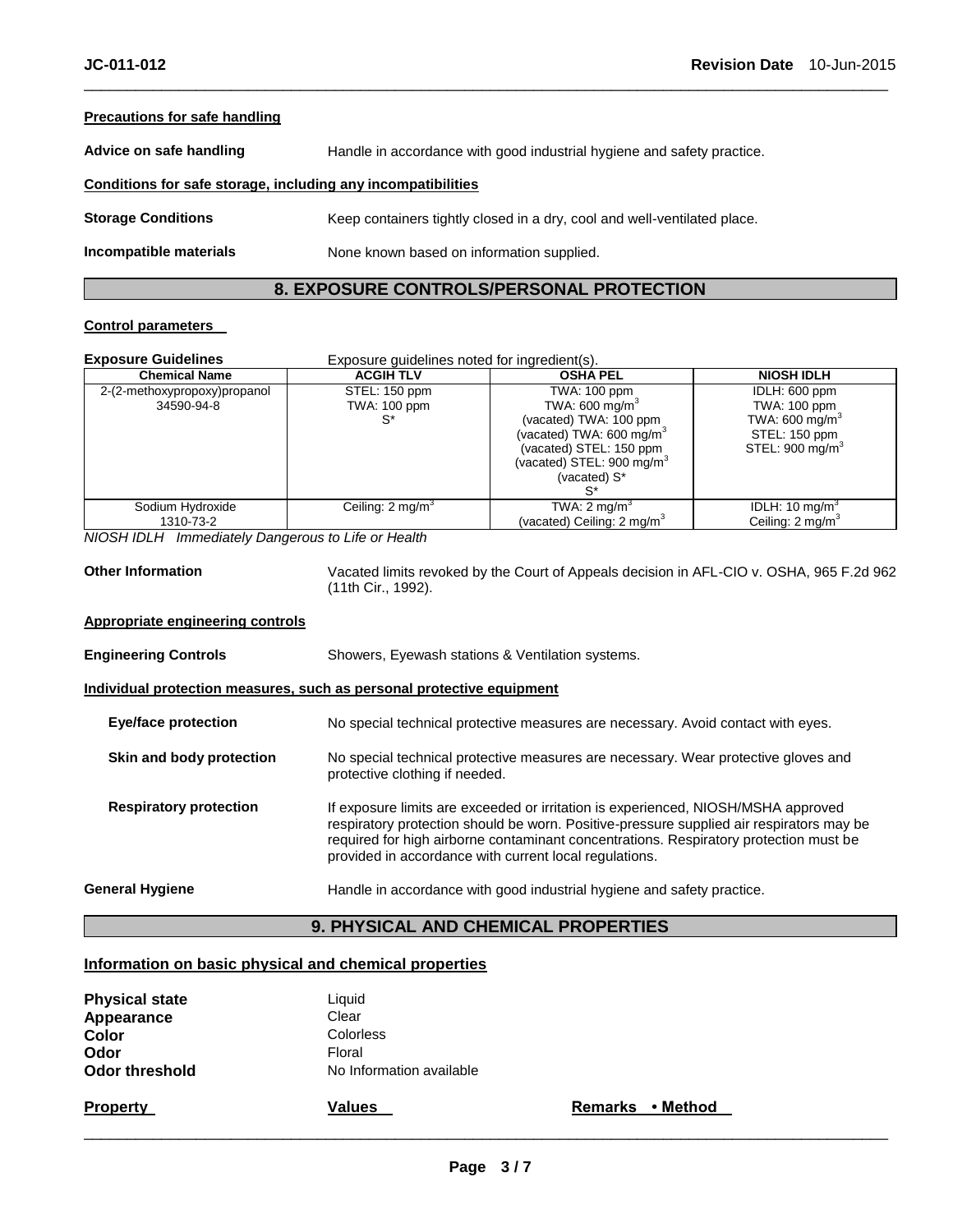**Precautions for safe handling**

**Advice on safe handling** Handle in accordance with good industrial hygiene and safety practice.

**Conditions for safe storage, including any incompatibilities**

**Storage Conditions** Keep containers tightly closed in a dry, cool and well-ventilated place.

**Incompatible materials** None known based on information supplied.

## 8. EXPOSURE CONTROLS/PERSONAL PROTECTION

**Control parameters**

**Exposure Guidelines** Exposure guidelines noted for ingredient(s).

| Chemical Name | ACGIH TLV | OSHA PEL | NIOSH IDLH |
|---|---|---|---|
| 2-(2-methoxypropoxy)propanol 34590-94-8 | STEL: 150 ppm TWA: 100 ppm S* | TWA: 100 ppm TWA: 600 mg/m$^3$ (vacated) TWA: 100 ppm (vacated) TWA: 600 mg/m$^3$ (vacated) STEL: 150 ppm (vacated) STEL: 900 mg/m$^3$ (vacated) S* S* | IDLH: 600 ppm TWA: 100 ppm TWA: 600 mg/m$^3$ STEL: 150 ppm STEL: 900 mg/m$^3$ |
| Sodium Hydroxide 1310-73-2 | Ceiling: 2 mg/m$^3$ | TWA: 2 mg/m$^3$ (vacated) Ceiling: 2 mg/m$^3$ | IDLH: 10 mg/m$^3$ Ceiling: 2 mg/m$^3$ |

*NIOSH IDLH Immediately Dangerous to Life or Health*

**Other Information** Vacated limits revoked by the Court of Appeals decision in AFL-CIO v. OSHA, 965 F.2d 962 (11th Cir., 1992).

**Appropriate engineering controls**

**Engineering Controls** Showers, Eyewash stations & Ventilation systems.

**Individual protection measures, such as personal protective equipment**

**Eye/face protection** No special technical protective measures are necessary. Avoid contact with eyes.

**Skin and body protection** No special technical protective measures are necessary. Wear protective gloves and protective clothing if needed.

**Respiratory protection** If exposure limits are exceeded or irritation is experienced, NIOSH/MSHA approved respiratory protection should be worn. Positive-pressure supplied air respirators may be required for high airborne contaminant concentrations. Respiratory protection must be provided in accordance with current local regulations.

**General Hygiene** Handle in accordance with good industrial hygiene and safety practice.

## 9. PHYSICAL AND CHEMICAL PROPERTIES

**Information on basic physical and chemical properties**

**Physical state** Liquid
**Appearance** Clear
**Color** Colorless
**Odor** Floral
**Odor threshold** No Information available

**Property** **Values** **Remarks • Method**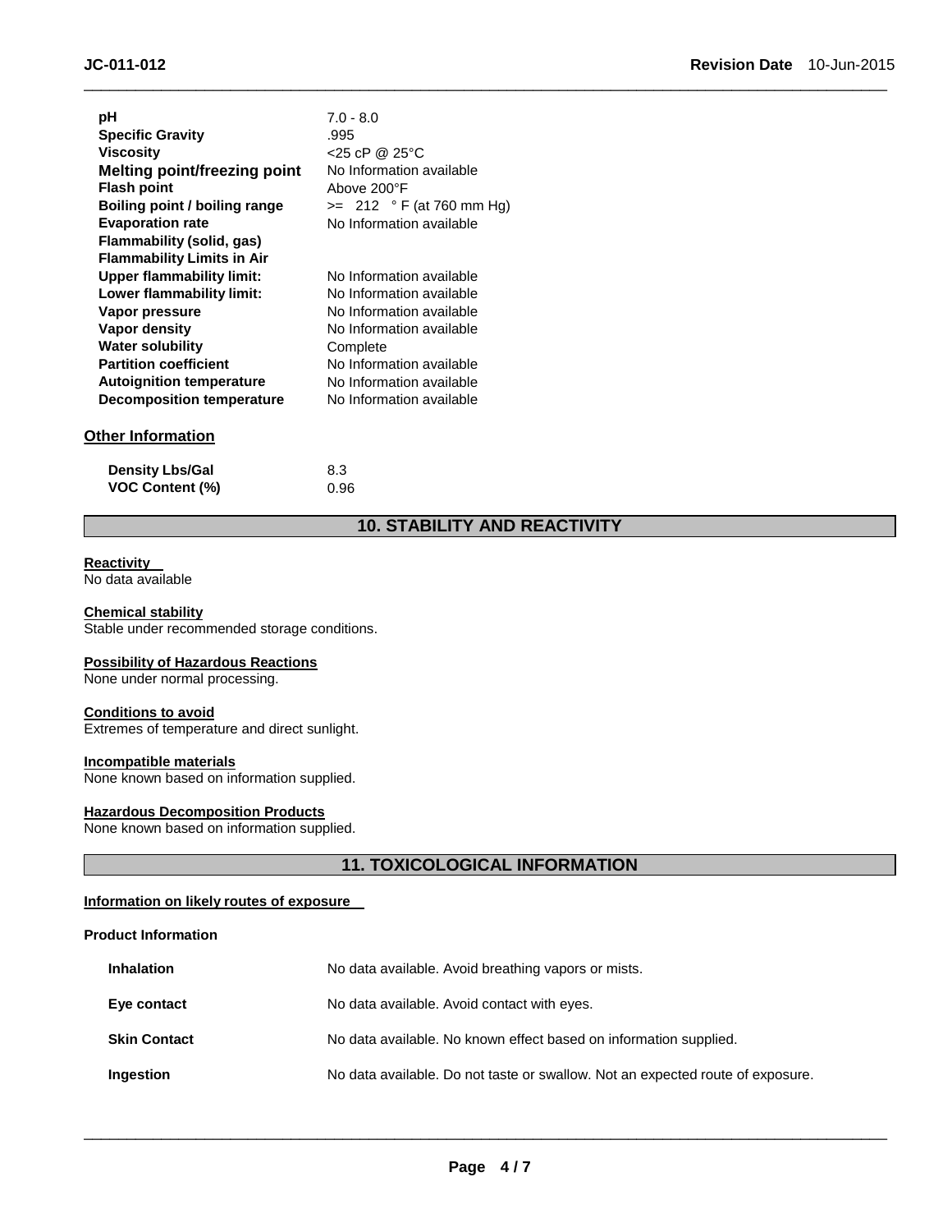| | |
|---|---|
| **pH** | 7.0 - 8.0 |
| **Specific Gravity** | .995 |
| **Viscosity** | <25 cP @ 25°C |
| **Melting point/freezing point** | No Information available |
| **Flash point** | Above 200°F |
| **Boiling point / boiling range** | >= 212 ° F (at 760 mm Hg) |
| **Evaporation rate** | No Information available |
| **Flammability (solid, gas)** | |
| **Flammability Limits in Air** | |
| **Upper flammability limit:** | No Information available |
| **Lower flammability limit:** | No Information available |
| **Vapor pressure** | No Information available |
| **Vapor density** | No Information available |
| **Water solubility** | Complete |
| **Partition coefficient** | No Information available |
| **Autoignition temperature** | No Information available |
| **Decomposition temperature** | No Information available |

### Other Information

| | |
|---|---|
| **Density Lbs/Gal** | 8.3 |
| **VOC Content (%)** | 0.96 |

## 10. STABILITY AND REACTIVITY

**Reactivity**
No data available

**Chemical stability**
Stable under recommended storage conditions.

**Possibility of Hazardous Reactions**
None under normal processing.

**Conditions to avoid**
Extremes of temperature and direct sunlight.

**Incompatible materials**
None known based on information supplied.

**Hazardous Decomposition Products**
None known based on information supplied.

## 11. TOXICOLOGICAL INFORMATION

**Information on likely routes of exposure**

**Product Information**

| | |
|---|---|
| **Inhalation** | No data available. Avoid breathing vapors or mists. |
| **Eye contact** | No data available. Avoid contact with eyes. |
| **Skin Contact** | No data available. No known effect based on information supplied. |
| **Ingestion** | No data available. Do not taste or swallow. Not an expected route of exposure. |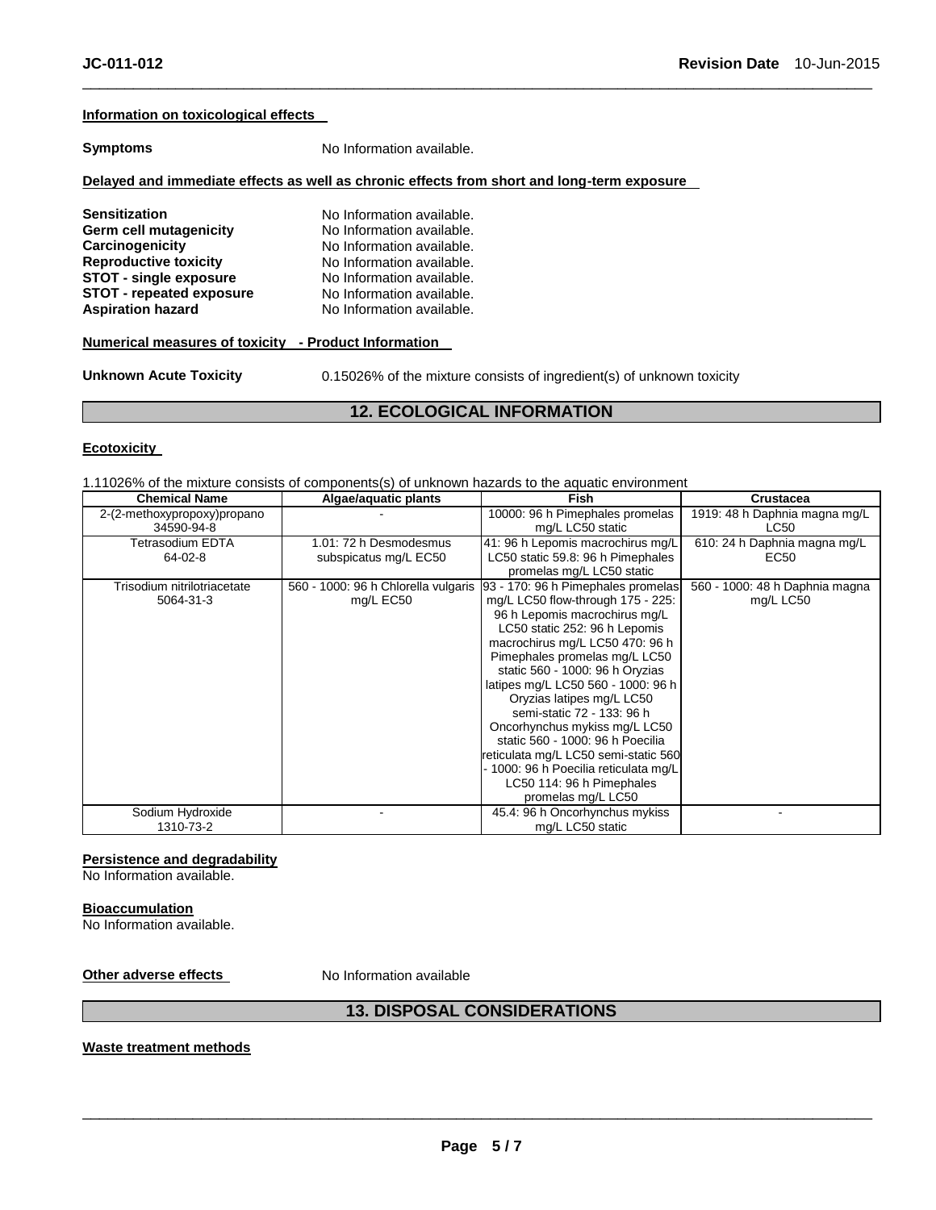**Information on toxicological effects**

**Symptoms** No Information available.

**Delayed and immediate effects as well as chronic effects from short and long-term exposure**

**Sensitization** No Information available.
**Germ cell mutagenicity** No Information available.
**Carcinogenicity** No Information available.
**Reproductive toxicity** No Information available.
**STOT - single exposure** No Information available.
**STOT - repeated exposure** No Information available.
**Aspiration hazard** No Information available.

**Numerical measures of toxicity - Product Information**

**Unknown Acute Toxicity** 0.15026% of the mixture consists of ingredient(s) of unknown toxicity

## 12. ECOLOGICAL INFORMATION

**Ecotoxicity**

1.11026% of the mixture consists of components(s) of unknown hazards to the aquatic environment

| Chemical Name | Algae/aquatic plants | Fish | Crustacea |
|---|---|---|---|
| 2-(2-methoxypropoxy)propano 34590-94-8 | - | 10000: 96 h Pimephales promelas mg/L LC50 static | 1919: 48 h Daphnia magna mg/L LC50 |
| Tetrasodium EDTA 64-02-8 | 1.01: 72 h Desmodesmus subspicatus mg/L EC50 | 41: 96 h Lepomis macrochirus mg/L LC50 static 59.8: 96 h Pimephales promelas mg/L LC50 static | 610: 24 h Daphnia magna mg/L EC50 |
| Trisodium nitrilotriacetate 5064-31-3 | 560 - 1000: 96 h Chlorella vulgaris mg/L EC50 | 93 - 170: 96 h Pimephales promelas mg/L LC50 flow-through 175 - 225: 96 h Lepomis macrochirus mg/L LC50 static 252: 96 h Lepomis macrochirus mg/L LC50 470: 96 h Pimephales promelas mg/L LC50 static 560 - 1000: 96 h Oryzias latipes mg/L LC50 560 - 1000: 96 h Oryzias latipes mg/L LC50 semi-static 72 - 133: 96 h Oncorhynchus mykiss mg/L LC50 static 560 - 1000: 96 h Poecilia reticulata mg/L LC50 semi-static 560 - 1000: 96 h Poecilia reticulata mg/L LC50 114: 96 h Pimephales promelas mg/L LC50 | 560 - 1000: 48 h Daphnia magna mg/L LC50 |
| Sodium Hydroxide 1310-73-2 | - | 45.4: 96 h Oncorhynchus mykiss mg/L LC50 static | - |

**Persistence and degradability**
No Information available.

**Bioaccumulation**
No Information available.

**Other adverse effects** No Information available

## 13. DISPOSAL CONSIDERATIONS

**Waste treatment methods**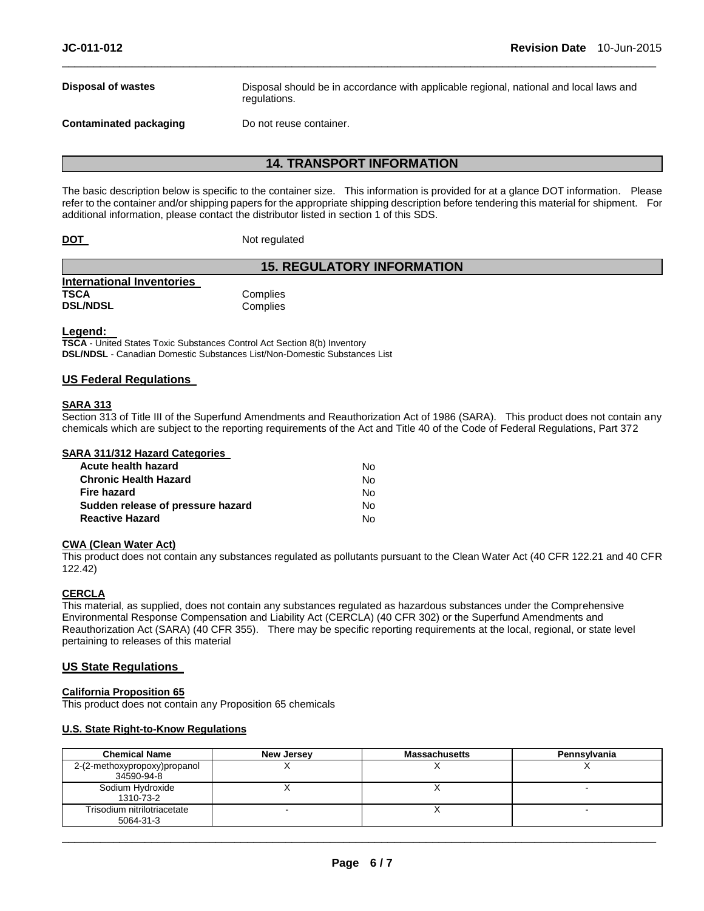**Disposal of wastes** Disposal should be in accordance with applicable regional, national and local laws and regulations.

**Contaminated packaging** Do not reuse container.

## 14. TRANSPORT INFORMATION

The basic description below is specific to the container size. This information is provided for at a glance DOT information. Please refer to the container and/or shipping papers for the appropriate shipping description before tendering this material for shipment. For additional information, please contact the distributor listed in section 1 of this SDS.

**DOT** Not regulated

## 15. REGULATORY INFORMATION

**International Inventories**

| | |
|---|---|
| **TSCA** | Complies |
| **DSL/NDSL** | Complies |

**Legend:**

**TSCA** - United States Toxic Substances Control Act Section 8(b) Inventory
**DSL/NDSL** - Canadian Domestic Substances List/Non-Domestic Substances List

### US Federal Regulations

**SARA 313**

Section 313 of Title III of the Superfund Amendments and Reauthorization Act of 1986 (SARA). This product does not contain any chemicals which are subject to the reporting requirements of the Act and Title 40 of the Code of Federal Regulations, Part 372

**SARA 311/312 Hazard Categories**

| | |
|---|---|
| **Acute health hazard** | No |
| **Chronic Health Hazard** | No |
| **Fire hazard** | No |
| **Sudden release of pressure hazard** | No |
| **Reactive Hazard** | No |

**CWA (Clean Water Act)**

This product does not contain any substances regulated as pollutants pursuant to the Clean Water Act (40 CFR 122.21 and 40 CFR 122.42)

**CERCLA**

This material, as supplied, does not contain any substances regulated as hazardous substances under the Comprehensive Environmental Response Compensation and Liability Act (CERCLA) (40 CFR 302) or the Superfund Amendments and Reauthorization Act (SARA) (40 CFR 355). There may be specific reporting requirements at the local, regional, or state level pertaining to releases of this material

### US State Regulations

**California Proposition 65**

This product does not contain any Proposition 65 chemicals

**U.S. State Right-to-Know Regulations**

| Chemical Name | New Jersey | Massachusetts | Pennsylvania |
|---|---|---|---|
| 2-(2-methoxypropoxy)propanol 34590-94-8 | X | X | X |
| Sodium Hydroxide 1310-73-2 | X | X | - |
| Trisodium nitrilotriacetate 5064-31-3 | - | X | - |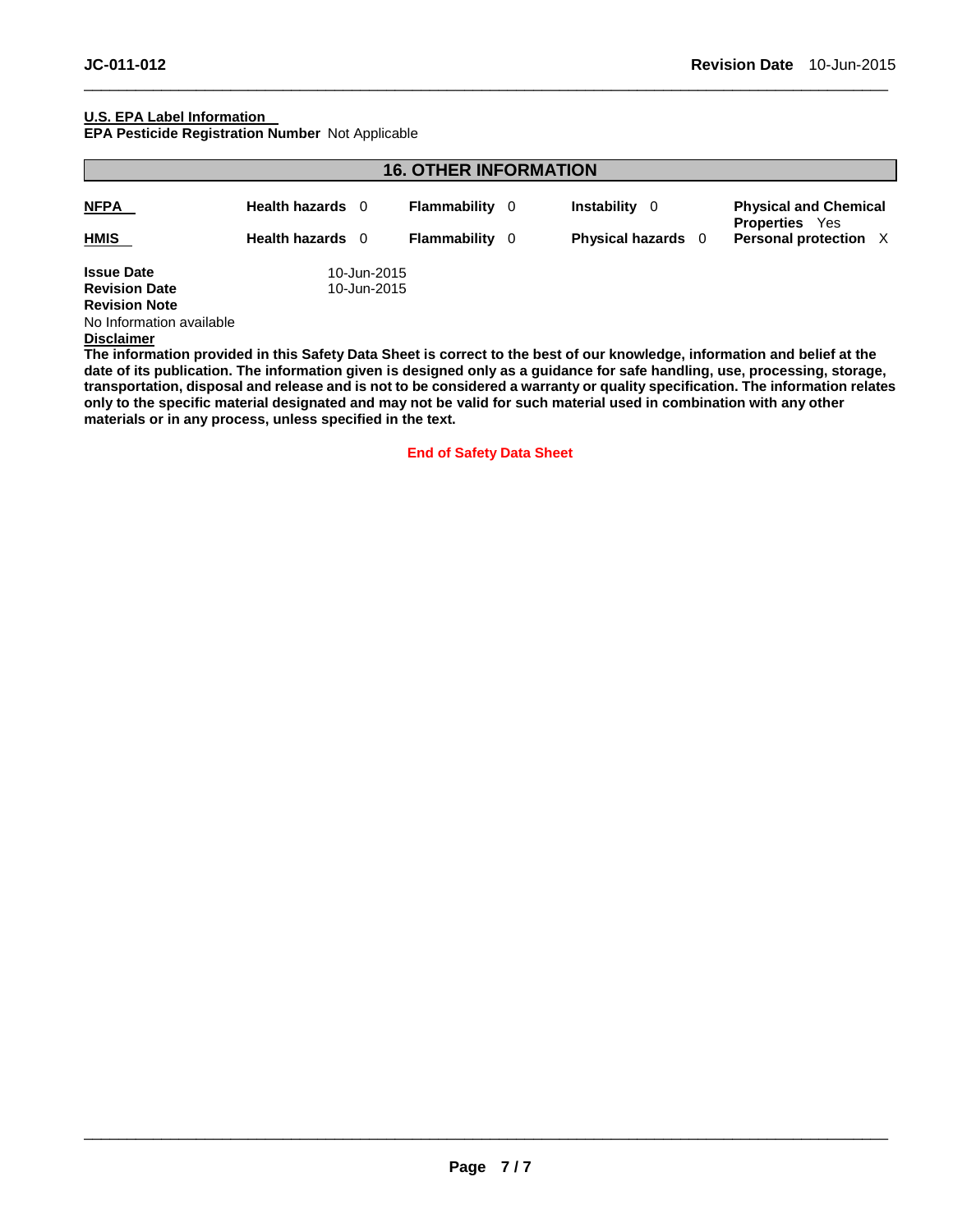**U.S. EPA Label Information**

**EPA Pesticide Registration Number** Not Applicable

## 16. OTHER INFORMATION

| | | | | |
|---|---|---|---|---|
| **NFPA** | **Health hazards** 0 | **Flammability** 0 | **Instability** 0 | **Physical and Chemical Properties** Yes |
| **HMIS** | **Health hazards** 0 | **Flammability** 0 | **Physical hazards** 0 | **Personal protection** X |

**Issue Date** 10-Jun-2015

**Revision Date** 10-Jun-2015

**Revision Note**

No Information available

**Disclaimer**

**The information provided in this Safety Data Sheet is correct to the best of our knowledge, information and belief at the date of its publication. The information given is designed only as a guidance for safe handling, use, processing, storage, transportation, disposal and release and is not to be considered a warranty or quality specification. The information relates only to the specific material designated and may not be valid for such material used in combination with any other materials or in any process, unless specified in the text.**

**End of Safety Data Sheet**